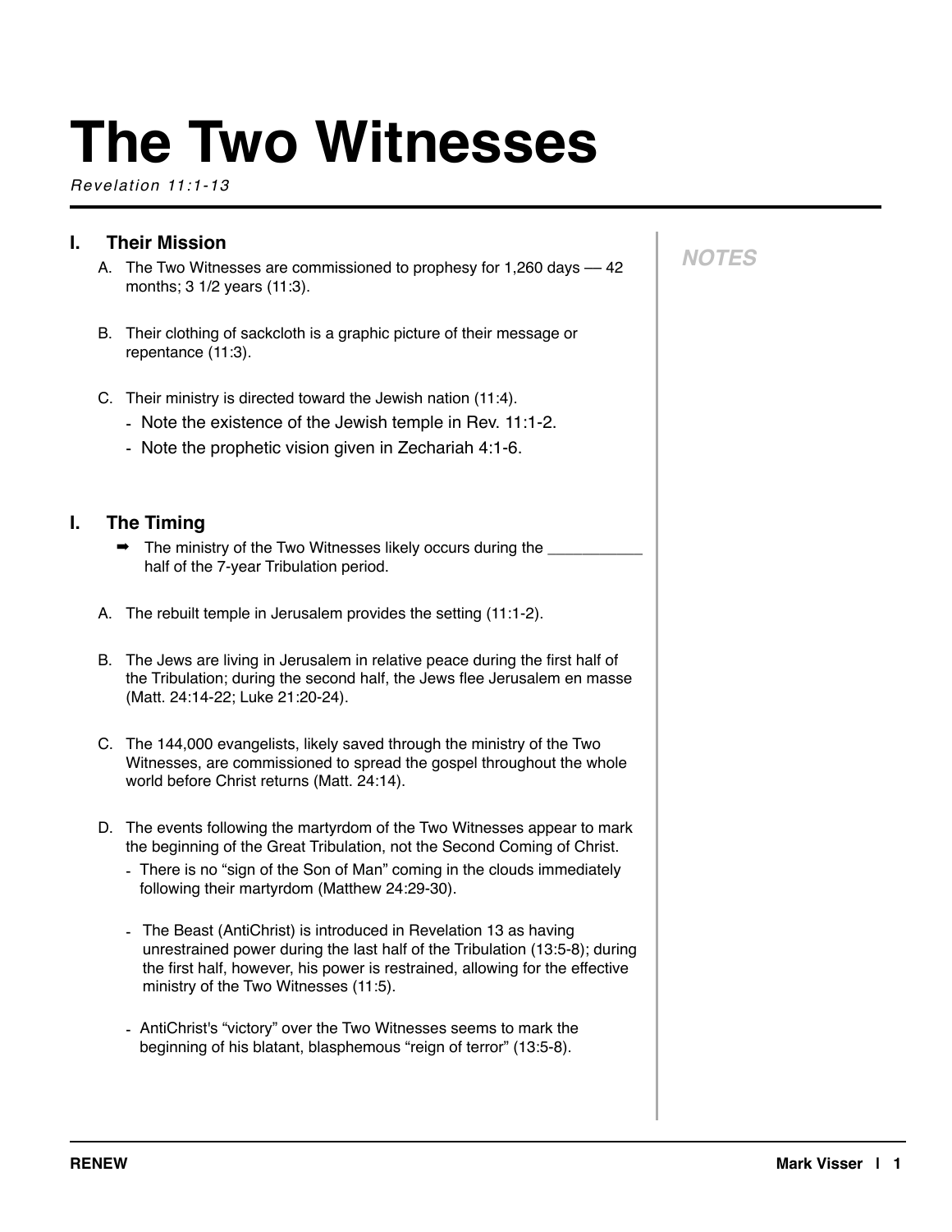# The Two Witnesses

*Revelation 11:1-13*

## I. Their Mission

A. The Two Witnesses are commissioned to prophesy for 1,260 days — 42 months; 3 1/2 years (11:3).

B. Their clothing of sackcloth is a graphic picture of their message or repentance (11:3).

C. Their ministry is directed toward the Jewish nation (11:4).
   - Note the existence of the Jewish temple in Rev. 11:1-2.
   - Note the prophetic vision given in Zechariah 4:1-6.

**NOTES**

## I. The Timing

➡ The ministry of the Two Witnesses likely occurs during the ___________ half of the 7-year Tribulation period.

A. The rebuilt temple in Jerusalem provides the setting (11:1-2).

B. The Jews are living in Jerusalem in relative peace during the first half of the Tribulation; during the second half, the Jews flee Jerusalem en masse (Matt. 24:14-22; Luke 21:20-24).

C. The 144,000 evangelists, likely saved through the ministry of the Two Witnesses, are commissioned to spread the gospel throughout the whole world before Christ returns (Matt. 24:14).

D. The events following the martyrdom of the Two Witnesses appear to mark the beginning of the Great Tribulation, not the Second Coming of Christ.
   - There is no "sign of the Son of Man" coming in the clouds immediately following their martyrdom (Matthew 24:29-30).
   - The Beast (AntiChrist) is introduced in Revelation 13 as having unrestrained power during the last half of the Tribulation (13:5-8); during the first half, however, his power is restrained, allowing for the effective ministry of the Two Witnesses (11:5).
   - AntiChrist's "victory" over the Two Witnesses seems to mark the beginning of his blatant, blasphemous "reign of terror" (13:5-8).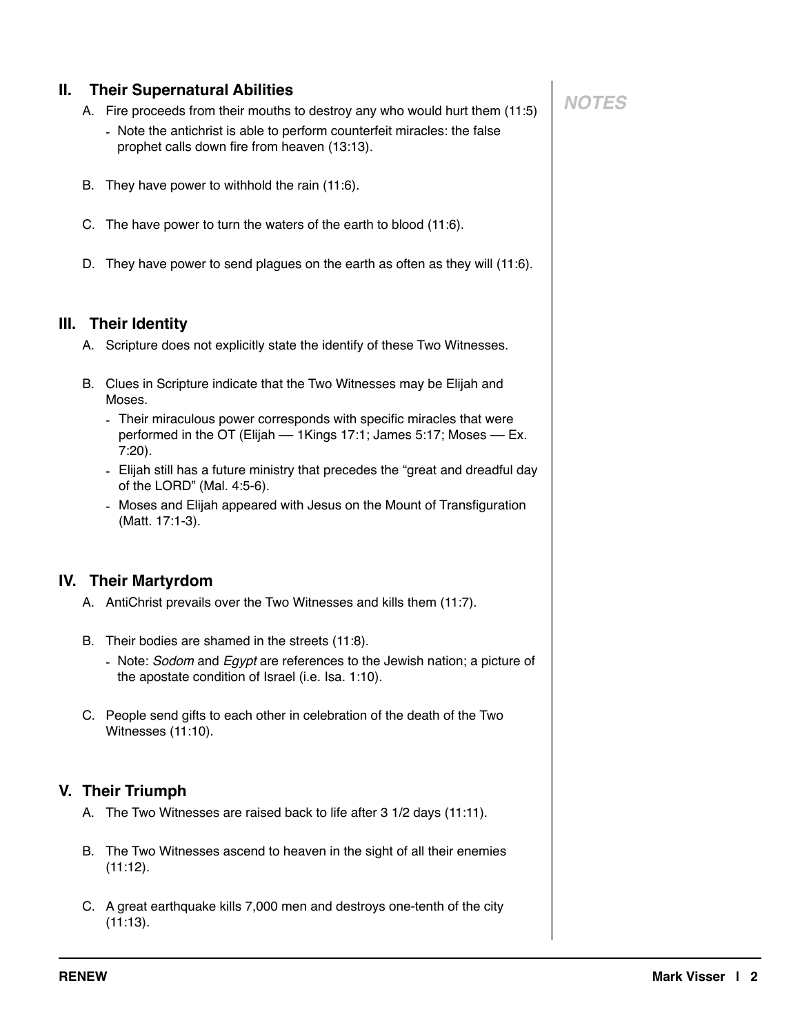## II. Their Supernatural Abilities

A. Fire proceeds from their mouths to destroy any who would hurt them (11:5)
   - Note the antichrist is able to perform counterfeit miracles: the false prophet calls down fire from heaven (13:13).

B. They have power to withhold the rain (11:6).

C. The have power to turn the waters of the earth to blood (11:6).

D. They have power to send plagues on the earth as often as they will (11:6).

## III. Their Identity

A. Scripture does not explicitly state the identify of these Two Witnesses.

B. Clues in Scripture indicate that the Two Witnesses may be Elijah and Moses.
   - Their miraculous power corresponds with specific miracles that were performed in the OT (Elijah — 1Kings 17:1; James 5:17; Moses — Ex. 7:20).
   - Elijah still has a future ministry that precedes the "great and dreadful day of the LORD" (Mal. 4:5-6).
   - Moses and Elijah appeared with Jesus on the Mount of Transfiguration (Matt. 17:1-3).

## IV. Their Martyrdom

A. AntiChrist prevails over the Two Witnesses and kills them (11:7).

B. Their bodies are shamed in the streets (11:8).
   - Note: *Sodom* and *Egypt* are references to the Jewish nation; a picture of the apostate condition of Israel (i.e. Isa. 1:10).

C. People send gifts to each other in celebration of the death of the Two Witnesses (11:10).

## V. Their Triumph

A. The Two Witnesses are raised back to life after 3 1/2 days (11:11).

B. The Two Witnesses ascend to heaven in the sight of all their enemies (11:12).

C. A great earthquake kills 7,000 men and destroys one-tenth of the city (11:13).

*NOTES*